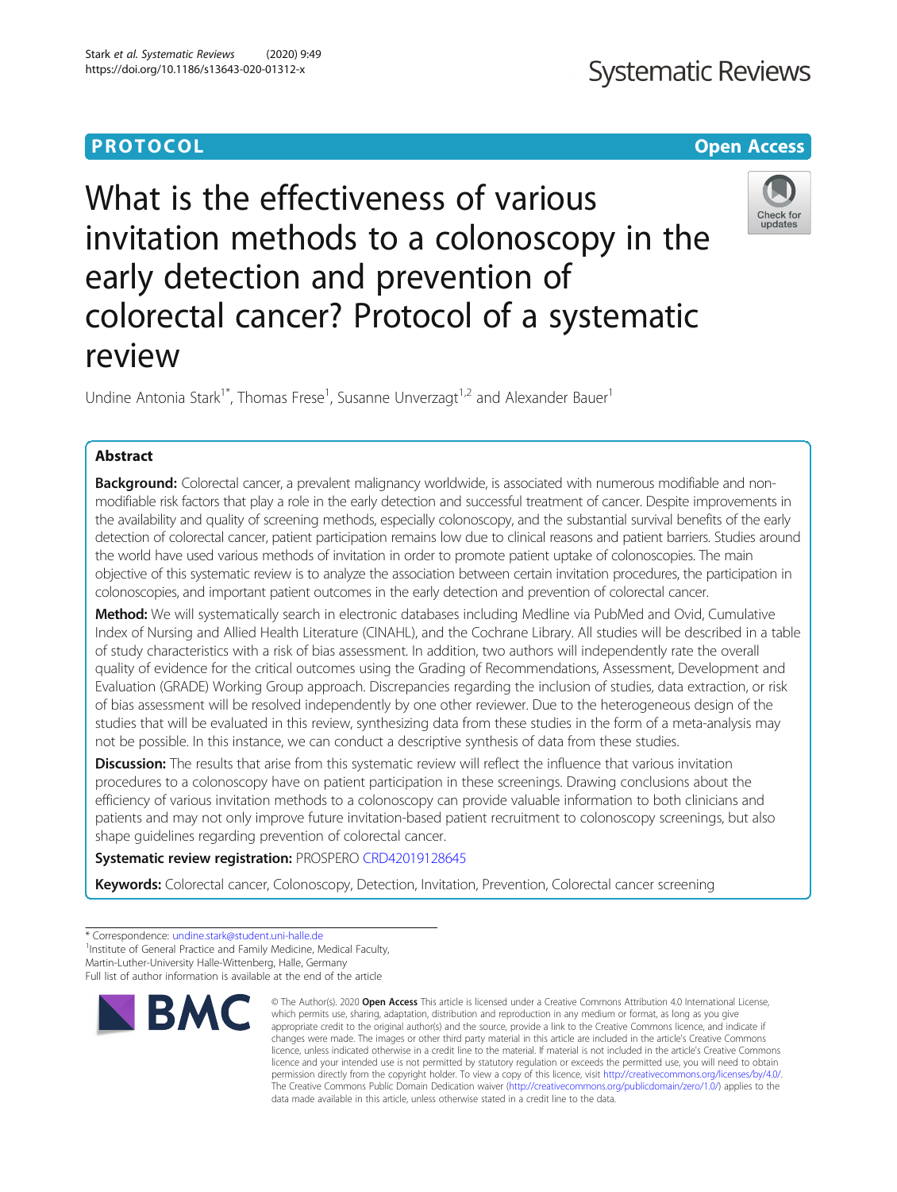PROTOCOL

Open Access

# What is the effectiveness of various invitation methods to a colonoscopy in the early detection and prevention of colorectal cancer? Protocol of a systematic review

Undine Antonia Stark[1*], Thomas Frese[1], Susanne Unverzagt[1,2] and Alexander Bauer[1]

## Abstract

**Background:** Colorectal cancer, a prevalent malignancy worldwide, is associated with numerous modifiable and non-modifiable risk factors that play a role in the early detection and successful treatment of cancer. Despite improvements in the availability and quality of screening methods, especially colonoscopy, and the substantial survival benefits of the early detection of colorectal cancer, patient participation remains low due to clinical reasons and patient barriers. Studies around the world have used various methods of invitation in order to promote patient uptake of colonoscopies. The main objective of this systematic review is to analyze the association between certain invitation procedures, the participation in colonoscopies, and important patient outcomes in the early detection and prevention of colorectal cancer.

**Method:** We will systematically search in electronic databases including Medline via PubMed and Ovid, Cumulative Index of Nursing and Allied Health Literature (CINAHL), and the Cochrane Library. All studies will be described in a table of study characteristics with a risk of bias assessment. In addition, two authors will independently rate the overall quality of evidence for the critical outcomes using the Grading of Recommendations, Assessment, Development and Evaluation (GRADE) Working Group approach. Discrepancies regarding the inclusion of studies, data extraction, or risk of bias assessment will be resolved independently by one other reviewer. Due to the heterogeneous design of the studies that will be evaluated in this review, synthesizing data from these studies in the form of a meta-analysis may not be possible. In this instance, we can conduct a descriptive synthesis of data from these studies.

**Discussion:** The results that arise from this systematic review will reflect the influence that various invitation procedures to a colonoscopy have on patient participation in these screenings. Drawing conclusions about the efficiency of various invitation methods to a colonoscopy can provide valuable information to both clinicians and patients and may not only improve future invitation-based patient recruitment to colonoscopy screenings, but also shape guidelines regarding prevention of colorectal cancer.

**Systematic review registration:** PROSPERO CRD42019128645

**Keywords:** Colorectal cancer, Colonoscopy, Detection, Invitation, Prevention, Colorectal cancer screening

* Correspondence: undine.stark@student.uni-halle.de
[1]Institute of General Practice and Family Medicine, Medical Faculty, Martin-Luther-University Halle-Wittenberg, Halle, Germany
Full list of author information is available at the end of the article

© The Author(s). 2020 **Open Access** This article is licensed under a Creative Commons Attribution 4.0 International License, which permits use, sharing, adaptation, distribution and reproduction in any medium or format, as long as you give appropriate credit to the original author(s) and the source, provide a link to the Creative Commons licence, and indicate if changes were made. The images or other third party material in this article are included in the article's Creative Commons licence, unless indicated otherwise in a credit line to the material. If material is not included in the article's Creative Commons licence and your intended use is not permitted by statutory regulation or exceeds the permitted use, you will need to obtain permission directly from the copyright holder. To view a copy of this licence, visit http://creativecommons.org/licenses/by/4.0/. The Creative Commons Public Domain Dedication waiver (http://creativecommons.org/publicdomain/zero/1.0/) applies to the data made available in this article, unless otherwise stated in a credit line to the data.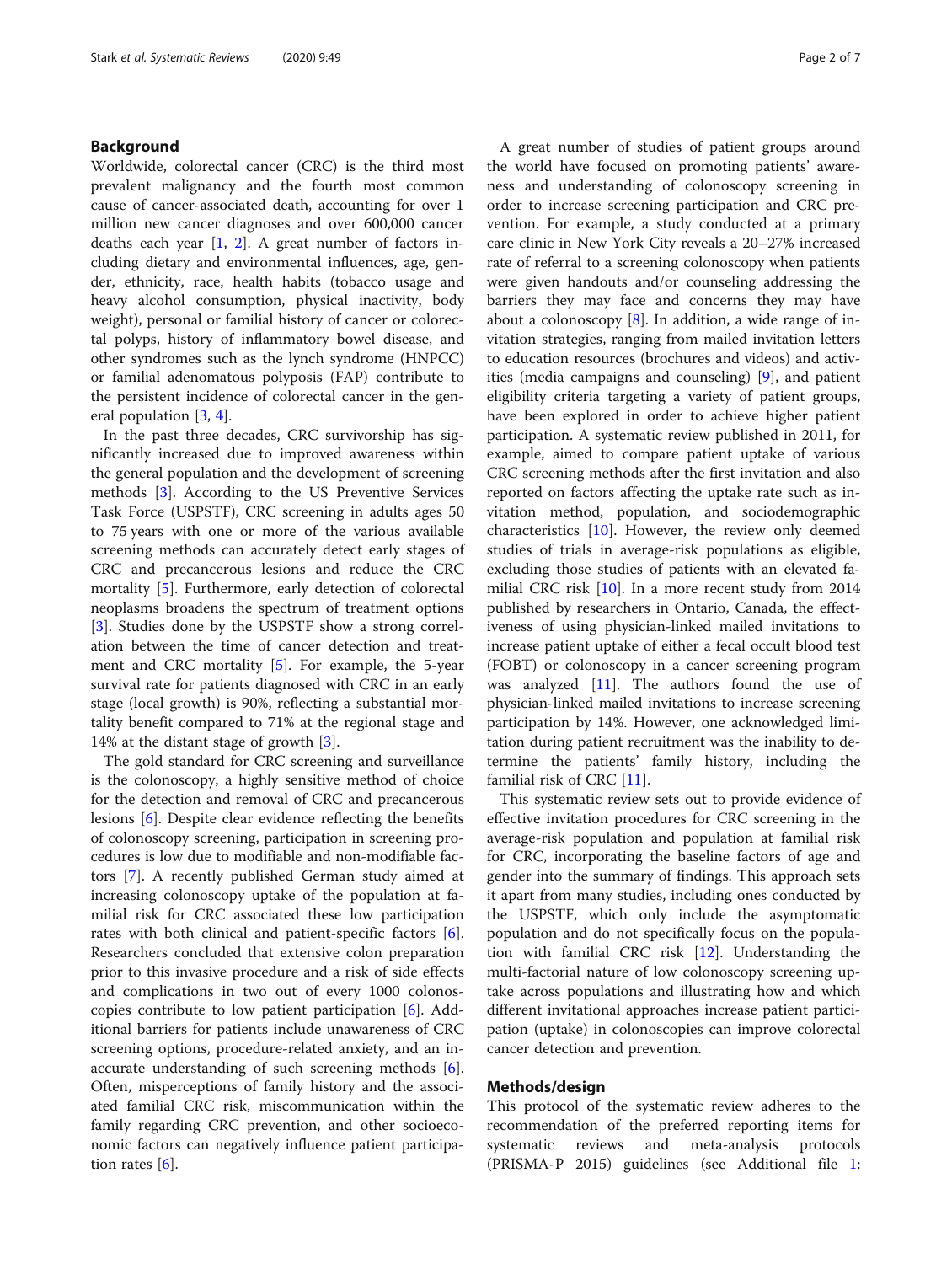## Background

Worldwide, colorectal cancer (CRC) is the third most prevalent malignancy and the fourth most common cause of cancer-associated death, accounting for over 1 million new cancer diagnoses and over 600,000 cancer deaths each year [1, 2]. A great number of factors including dietary and environmental influences, age, gender, ethnicity, race, health habits (tobacco usage and heavy alcohol consumption, physical inactivity, body weight), personal or familial history of cancer or colorectal polyps, history of inflammatory bowel disease, and other syndromes such as the lynch syndrome (HNPCC) or familial adenomatous polyposis (FAP) contribute to the persistent incidence of colorectal cancer in the general population [3, 4].

In the past three decades, CRC survivorship has significantly increased due to improved awareness within the general population and the development of screening methods [3]. According to the US Preventive Services Task Force (USPSTF), CRC screening in adults ages 50 to 75 years with one or more of the various available screening methods can accurately detect early stages of CRC and precancerous lesions and reduce the CRC mortality [5]. Furthermore, early detection of colorectal neoplasms broadens the spectrum of treatment options [3]. Studies done by the USPSTF show a strong correlation between the time of cancer detection and treatment and CRC mortality [5]. For example, the 5-year survival rate for patients diagnosed with CRC in an early stage (local growth) is 90%, reflecting a substantial mortality benefit compared to 71% at the regional stage and 14% at the distant stage of growth [3].

The gold standard for CRC screening and surveillance is the colonoscopy, a highly sensitive method of choice for the detection and removal of CRC and precancerous lesions [6]. Despite clear evidence reflecting the benefits of colonoscopy screening, participation in screening procedures is low due to modifiable and non-modifiable factors [7]. A recently published German study aimed at increasing colonoscopy uptake of the population at familial risk for CRC associated these low participation rates with both clinical and patient-specific factors [6]. Researchers concluded that extensive colon preparation prior to this invasive procedure and a risk of side effects and complications in two out of every 1000 colonoscopies contribute to low patient participation [6]. Additional barriers for patients include unawareness of CRC screening options, procedure-related anxiety, and an inaccurate understanding of such screening methods [6]. Often, misperceptions of family history and the associated familial CRC risk, miscommunication within the family regarding CRC prevention, and other socioeconomic factors can negatively influence patient participation rates [6].

A great number of studies of patient groups around the world have focused on promoting patients' awareness and understanding of colonoscopy screening in order to increase screening participation and CRC prevention. For example, a study conducted at a primary care clinic in New York City reveals a 20–27% increased rate of referral to a screening colonoscopy when patients were given handouts and/or counseling addressing the barriers they may face and concerns they may have about a colonoscopy [8]. In addition, a wide range of invitation strategies, ranging from mailed invitation letters to education resources (brochures and videos) and activities (media campaigns and counseling) [9], and patient eligibility criteria targeting a variety of patient groups, have been explored in order to achieve higher patient participation. A systematic review published in 2011, for example, aimed to compare patient uptake of various CRC screening methods after the first invitation and also reported on factors affecting the uptake rate such as invitation method, population, and sociodemographic characteristics [10]. However, the review only deemed studies of trials in average-risk populations as eligible, excluding those studies of patients with an elevated familial CRC risk [10]. In a more recent study from 2014 published by researchers in Ontario, Canada, the effectiveness of using physician-linked mailed invitations to increase patient uptake of either a fecal occult blood test (FOBT) or colonoscopy in a cancer screening program was analyzed [11]. The authors found the use of physician-linked mailed invitations to increase screening participation by 14%. However, one acknowledged limitation during patient recruitment was the inability to determine the patients' family history, including the familial risk of CRC [11].

This systematic review sets out to provide evidence of effective invitation procedures for CRC screening in the average-risk population and population at familial risk for CRC, incorporating the baseline factors of age and gender into the summary of findings. This approach sets it apart from many studies, including ones conducted by the USPSTF, which only include the asymptomatic population and do not specifically focus on the population with familial CRC risk [12]. Understanding the multi-factorial nature of low colonoscopy screening uptake across populations and illustrating how and which different invitational approaches increase patient participation (uptake) in colonoscopies can improve colorectal cancer detection and prevention.

## Methods/design

This protocol of the systematic review adheres to the recommendation of the preferred reporting items for systematic reviews and meta-analysis protocols (PRISMA-P 2015) guidelines (see Additional file 1: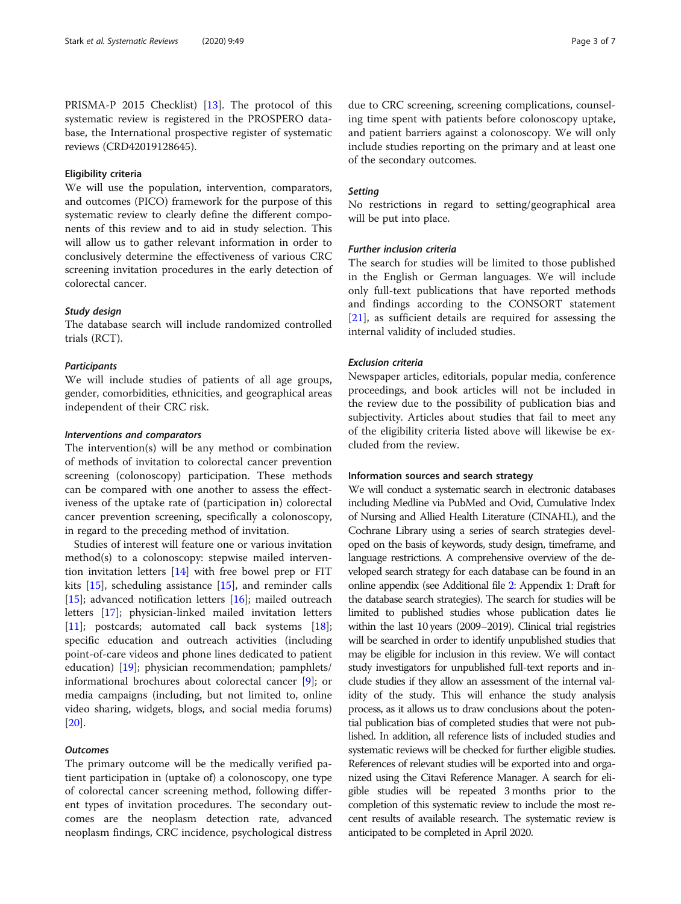PRISMA-P 2015 Checklist) [13]. The protocol of this systematic review is registered in the PROSPERO database, the International prospective register of systematic reviews (CRD42019128645).

### Eligibility criteria

We will use the population, intervention, comparators, and outcomes (PICO) framework for the purpose of this systematic review to clearly define the different components of this review and to aid in study selection. This will allow us to gather relevant information in order to conclusively determine the effectiveness of various CRC screening invitation procedures in the early detection of colorectal cancer.

#### *Study design*

The database search will include randomized controlled trials (RCT).

#### *Participants*

We will include studies of patients of all age groups, gender, comorbidities, ethnicities, and geographical areas independent of their CRC risk.

#### *Interventions and comparators*

The intervention(s) will be any method or combination of methods of invitation to colorectal cancer prevention screening (colonoscopy) participation. These methods can be compared with one another to assess the effectiveness of the uptake rate of (participation in) colorectal cancer prevention screening, specifically a colonoscopy, in regard to the preceding method of invitation.

Studies of interest will feature one or various invitation method(s) to a colonoscopy: stepwise mailed intervention invitation letters [14] with free bowel prep or FIT kits [15], scheduling assistance [15], and reminder calls [15]; advanced notification letters [16]; mailed outreach letters [17]; physician-linked mailed invitation letters [11]; postcards; automated call back systems [18]; specific education and outreach activities (including point-of-care videos and phone lines dedicated to patient education) [19]; physician recommendation; pamphlets/informational brochures about colorectal cancer [9]; or media campaigns (including, but not limited to, online video sharing, widgets, blogs, and social media forums) [20].

#### *Outcomes*

The primary outcome will be the medically verified patient participation in (uptake of) a colonoscopy, one type of colorectal cancer screening method, following different types of invitation procedures. The secondary outcomes are the neoplasm detection rate, advanced neoplasm findings, CRC incidence, psychological distress due to CRC screening, screening complications, counseling time spent with patients before colonoscopy uptake, and patient barriers against a colonoscopy. We will only include studies reporting on the primary and at least one of the secondary outcomes.

#### *Setting*

No restrictions in regard to setting/geographical area will be put into place.

#### *Further inclusion criteria*

The search for studies will be limited to those published in the English or German languages. We will include only full-text publications that have reported methods and findings according to the CONSORT statement [21], as sufficient details are required for assessing the internal validity of included studies.

#### *Exclusion criteria*

Newspaper articles, editorials, popular media, conference proceedings, and book articles will not be included in the review due to the possibility of publication bias and subjectivity. Articles about studies that fail to meet any of the eligibility criteria listed above will likewise be excluded from the review.

### Information sources and search strategy

We will conduct a systematic search in electronic databases including Medline via PubMed and Ovid, Cumulative Index of Nursing and Allied Health Literature (CINAHL), and the Cochrane Library using a series of search strategies developed on the basis of keywords, study design, timeframe, and language restrictions. A comprehensive overview of the developed search strategy for each database can be found in an online appendix (see Additional file 2: Appendix 1: Draft for the database search strategies). The search for studies will be limited to published studies whose publication dates lie within the last 10 years (2009–2019). Clinical trial registries will be searched in order to identify unpublished studies that may be eligible for inclusion in this review. We will contact study investigators for unpublished full-text reports and include studies if they allow an assessment of the internal validity of the study. This will enhance the study analysis process, as it allows us to draw conclusions about the potential publication bias of completed studies that were not published. In addition, all reference lists of included studies and systematic reviews will be checked for further eligible studies. References of relevant studies will be exported into and organized using the Citavi Reference Manager. A search for eligible studies will be repeated 3 months prior to the completion of this systematic review to include the most recent results of available research. The systematic review is anticipated to be completed in April 2020.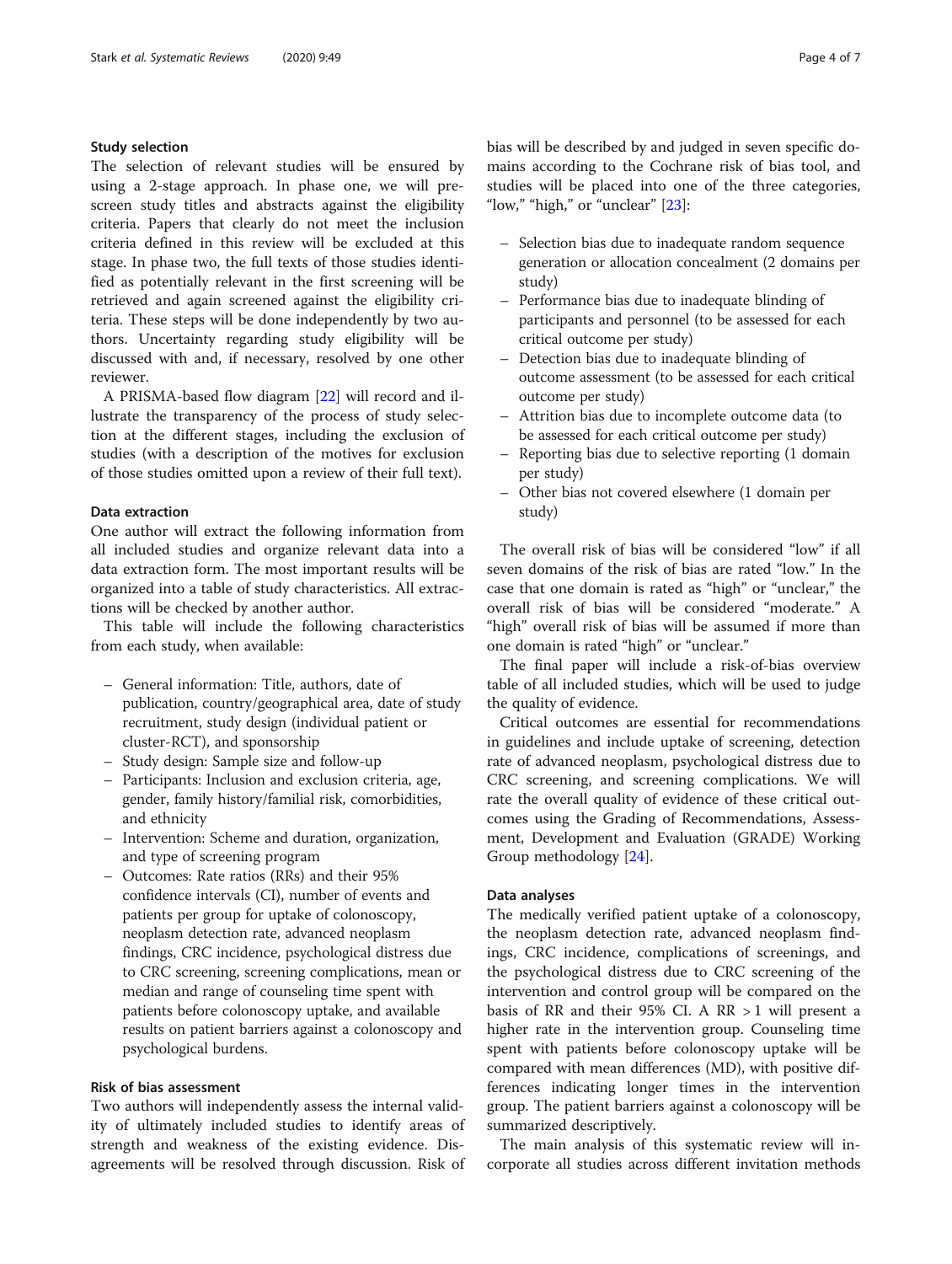### Study selection

The selection of relevant studies will be ensured by using a 2-stage approach. In phase one, we will pre-screen study titles and abstracts against the eligibility criteria. Papers that clearly do not meet the inclusion criteria defined in this review will be excluded at this stage. In phase two, the full texts of those studies identified as potentially relevant in the first screening will be retrieved and again screened against the eligibility criteria. These steps will be done independently by two authors. Uncertainty regarding study eligibility will be discussed with and, if necessary, resolved by one other reviewer.

A PRISMA-based flow diagram [22] will record and illustrate the transparency of the process of study selection at the different stages, including the exclusion of studies (with a description of the motives for exclusion of those studies omitted upon a review of their full text).

### Data extraction

One author will extract the following information from all included studies and organize relevant data into a data extraction form. The most important results will be organized into a table of study characteristics. All extractions will be checked by another author.

This table will include the following characteristics from each study, when available:

- General information: Title, authors, date of publication, country/geographical area, date of study recruitment, study design (individual patient or cluster-RCT), and sponsorship
- Study design: Sample size and follow-up
- Participants: Inclusion and exclusion criteria, age, gender, family history/familial risk, comorbidities, and ethnicity
- Intervention: Scheme and duration, organization, and type of screening program
- Outcomes: Rate ratios (RRs) and their 95% confidence intervals (CI), number of events and patients per group for uptake of colonoscopy, neoplasm detection rate, advanced neoplasm findings, CRC incidence, psychological distress due to CRC screening, screening complications, mean or median and range of counseling time spent with patients before colonoscopy uptake, and available results on patient barriers against a colonoscopy and psychological burdens.

### Risk of bias assessment

Two authors will independently assess the internal validity of ultimately included studies to identify areas of strength and weakness of the existing evidence. Disagreements will be resolved through discussion. Risk of bias will be described by and judged in seven specific domains according to the Cochrane risk of bias tool, and studies will be placed into one of the three categories, "low," "high," or "unclear" [23]:

- Selection bias due to inadequate random sequence generation or allocation concealment (2 domains per study)
- Performance bias due to inadequate blinding of participants and personnel (to be assessed for each critical outcome per study)
- Detection bias due to inadequate blinding of outcome assessment (to be assessed for each critical outcome per study)
- Attrition bias due to incomplete outcome data (to be assessed for each critical outcome per study)
- Reporting bias due to selective reporting (1 domain per study)
- Other bias not covered elsewhere (1 domain per study)

The overall risk of bias will be considered "low" if all seven domains of the risk of bias are rated "low." In the case that one domain is rated as "high" or "unclear," the overall risk of bias will be considered "moderate." A "high" overall risk of bias will be assumed if more than one domain is rated "high" or "unclear."

The final paper will include a risk-of-bias overview table of all included studies, which will be used to judge the quality of evidence.

Critical outcomes are essential for recommendations in guidelines and include uptake of screening, detection rate of advanced neoplasm, psychological distress due to CRC screening, and screening complications. We will rate the overall quality of evidence of these critical outcomes using the Grading of Recommendations, Assessment, Development and Evaluation (GRADE) Working Group methodology [24].

### Data analyses

The medically verified patient uptake of a colonoscopy, the neoplasm detection rate, advanced neoplasm findings, CRC incidence, complications of screenings, and the psychological distress due to CRC screening of the intervention and control group will be compared on the basis of RR and their 95% CI. A RR $>1$ will present a higher rate in the intervention group. Counseling time spent with patients before colonoscopy uptake will be compared with mean differences (MD), with positive differences indicating longer times in the intervention group. The patient barriers against a colonoscopy will be summarized descriptively.

The main analysis of this systematic review will incorporate all studies across different invitation methods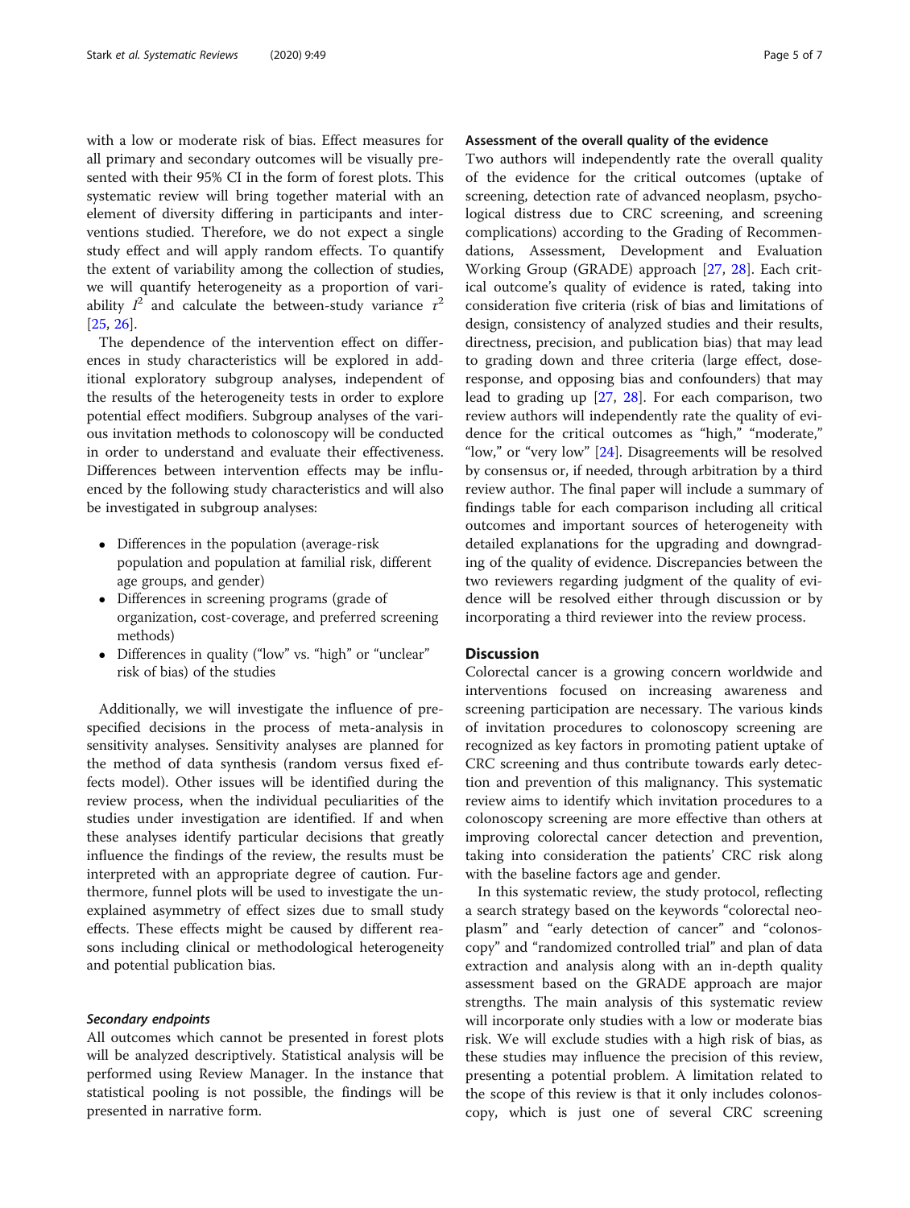with a low or moderate risk of bias. Effect measures for all primary and secondary outcomes will be visually presented with their 95% CI in the form of forest plots. This systematic review will bring together material with an element of diversity differing in participants and interventions studied. Therefore, we do not expect a single study effect and will apply random effects. To quantify the extent of variability among the collection of studies, we will quantify heterogeneity as a proportion of variability $I^2$ and calculate the between-study variance $\tau^2$ [25, 26].

The dependence of the intervention effect on differences in study characteristics will be explored in additional exploratory subgroup analyses, independent of the results of the heterogeneity tests in order to explore potential effect modifiers. Subgroup analyses of the various invitation methods to colonoscopy will be conducted in order to understand and evaluate their effectiveness. Differences between intervention effects may be influenced by the following study characteristics and will also be investigated in subgroup analyses:

- Differences in the population (average-risk population and population at familial risk, different age groups, and gender)
- Differences in screening programs (grade of organization, cost-coverage, and preferred screening methods)
- Differences in quality ("low" vs. "high" or "unclear" risk of bias) of the studies

Additionally, we will investigate the influence of prespecified decisions in the process of meta-analysis in sensitivity analyses. Sensitivity analyses are planned for the method of data synthesis (random versus fixed effects model). Other issues will be identified during the review process, when the individual peculiarities of the studies under investigation are identified. If and when these analyses identify particular decisions that greatly influence the findings of the review, the results must be interpreted with an appropriate degree of caution. Furthermore, funnel plots will be used to investigate the unexplained asymmetry of effect sizes due to small study effects. These effects might be caused by different reasons including clinical or methodological heterogeneity and potential publication bias.

#### *Secondary endpoints*

All outcomes which cannot be presented in forest plots will be analyzed descriptively. Statistical analysis will be performed using Review Manager. In the instance that statistical pooling is not possible, the findings will be presented in narrative form.

### Assessment of the overall quality of the evidence

Two authors will independently rate the overall quality of the evidence for the critical outcomes (uptake of screening, detection rate of advanced neoplasm, psychological distress due to CRC screening, and screening complications) according to the Grading of Recommendations, Assessment, Development and Evaluation Working Group (GRADE) approach [27, 28]. Each critical outcome's quality of evidence is rated, taking into consideration five criteria (risk of bias and limitations of design, consistency of analyzed studies and their results, directness, precision, and publication bias) that may lead to grading down and three criteria (large effect, dose-response, and opposing bias and confounders) that may lead to grading up [27, 28]. For each comparison, two review authors will independently rate the quality of evidence for the critical outcomes as "high," "moderate," "low," or "very low" [24]. Disagreements will be resolved by consensus or, if needed, through arbitration by a third review author. The final paper will include a summary of findings table for each comparison including all critical outcomes and important sources of heterogeneity with detailed explanations for the upgrading and downgrading of the quality of evidence. Discrepancies between the two reviewers regarding judgment of the quality of evidence will be resolved either through discussion or by incorporating a third reviewer into the review process.

## Discussion

Colorectal cancer is a growing concern worldwide and interventions focused on increasing awareness and screening participation are necessary. The various kinds of invitation procedures to colonoscopy screening are recognized as key factors in promoting patient uptake of CRC screening and thus contribute towards early detection and prevention of this malignancy. This systematic review aims to identify which invitation procedures to a colonoscopy screening are more effective than others at improving colorectal cancer detection and prevention, taking into consideration the patients' CRC risk along with the baseline factors age and gender.

In this systematic review, the study protocol, reflecting a search strategy based on the keywords "colorectal neoplasm" and "early detection of cancer" and "colonoscopy" and "randomized controlled trial" and plan of data extraction and analysis along with an in-depth quality assessment based on the GRADE approach are major strengths. The main analysis of this systematic review will incorporate only studies with a low or moderate bias risk. We will exclude studies with a high risk of bias, as these studies may influence the precision of this review, presenting a potential problem. A limitation related to the scope of this review is that it only includes colonoscopy, which is just one of several CRC screening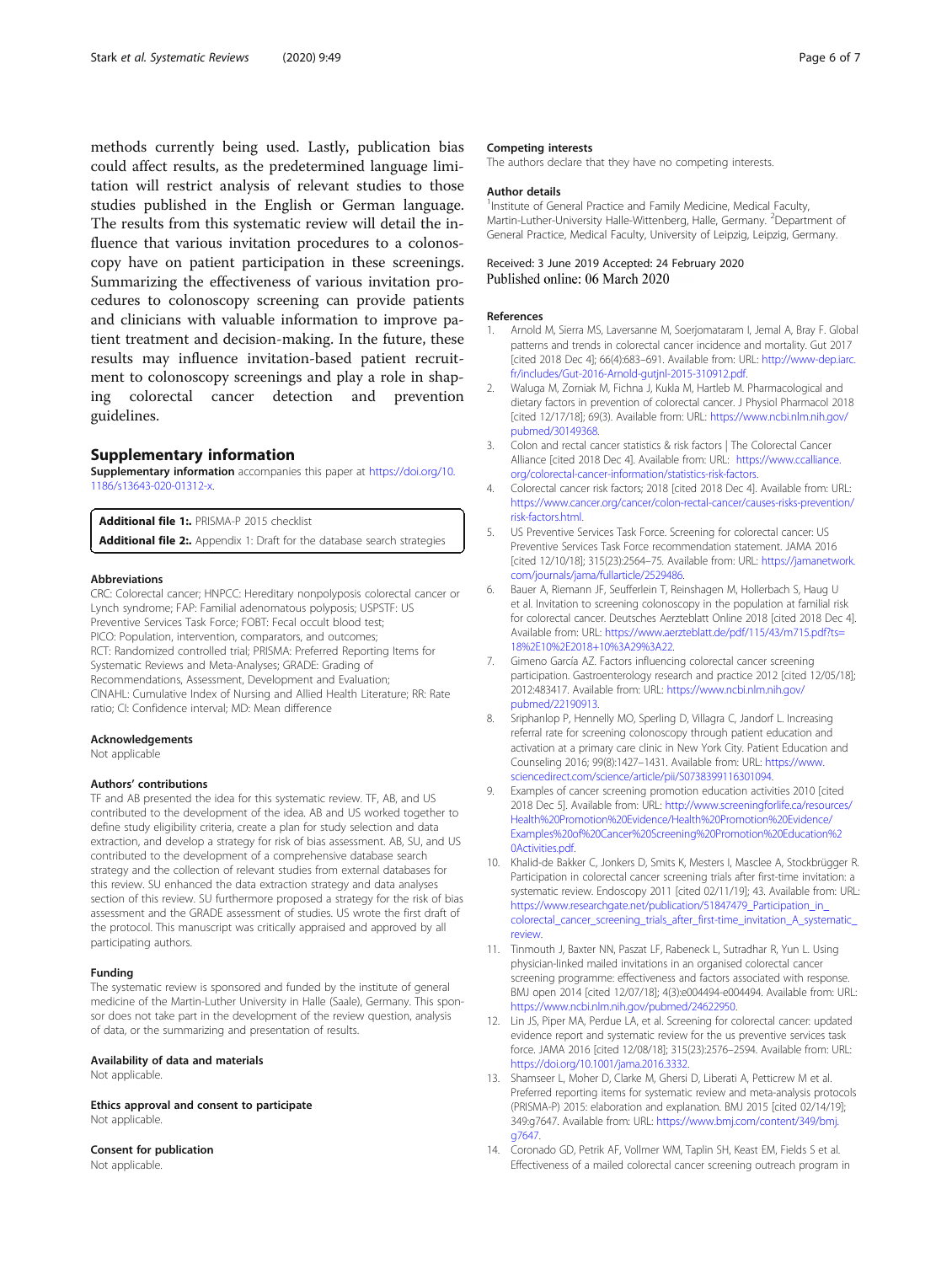methods currently being used. Lastly, publication bias could affect results, as the predetermined language limitation will restrict analysis of relevant studies to those studies published in the English or German language. The results from this systematic review will detail the influence that various invitation procedures to a colonoscopy have on patient participation in these screenings. Summarizing the effectiveness of various invitation procedures to colonoscopy screening can provide patients and clinicians with valuable information to improve patient treatment and decision-making. In the future, these results may influence invitation-based patient recruitment to colonoscopy screenings and play a role in shaping colorectal cancer detection and prevention guidelines.

## Supplementary information

**Supplementary information** accompanies this paper at https://doi.org/10.1186/s13643-020-01312-x.

**Additional file 1:.** PRISMA-P 2015 checklist
**Additional file 2:.** Appendix 1: Draft for the database search strategies

### Abbreviations

CRC: Colorectal cancer; HNPCC: Hereditary nonpolyposis colorectal cancer or Lynch syndrome; FAP: Familial adenomatous polyposis; USPSTF: US Preventive Services Task Force; FOBT: Fecal occult blood test; PICO: Population, intervention, comparators, and outcomes; RCT: Randomized controlled trial; PRISMA: Preferred Reporting Items for Systematic Reviews and Meta-Analyses; GRADE: Grading of Recommendations, Assessment, Development and Evaluation; CINAHL: Cumulative Index of Nursing and Allied Health Literature; RR: Rate ratio; CI: Confidence interval; MD: Mean difference

### Acknowledgements

Not applicable

### Authors' contributions

TF and AB presented the idea for this systematic review. TF, AB, and US contributed to the development of the idea. AB and US worked together to define study eligibility criteria, create a plan for study selection and data extraction, and develop a strategy for risk of bias assessment. AB, SU, and US contributed to the development of a comprehensive database search strategy and the collection of relevant studies from external databases for this review. SU enhanced the data extraction strategy and data analyses section of this review. SU furthermore proposed a strategy for the risk of bias assessment and the GRADE assessment of studies. US wrote the first draft of the protocol. This manuscript was critically appraised and approved by all participating authors.

### Funding

The systematic review is sponsored and funded by the institute of general medicine of the Martin-Luther University in Halle (Saale), Germany. This sponsor does not take part in the development of the review question, analysis of data, or the summarizing and presentation of results.

### Availability of data and materials

Not applicable.

### Ethics approval and consent to participate

Not applicable.

### Consent for publication

Not applicable.

### Competing interests

The authors declare that they have no competing interests.

### Author details

[1]Institute of General Practice and Family Medicine, Medical Faculty, Martin-Luther-University Halle-Wittenberg, Halle, Germany. [2]Department of General Practice, Medical Faculty, University of Leipzig, Leipzig, Germany.

Received: 3 June 2019 Accepted: 24 February 2020
Published online: 06 March 2020

### References

1. Arnold M, Sierra MS, Laversanne M, Soerjomataram I, Jemal A, Bray F. Global patterns and trends in colorectal cancer incidence and mortality. Gut 2017 [cited 2018 Dec 4]; 66(4):683–691. Available from: URL: http://www-dep.iarc.fr/includes/Gut-2016-Arnold-gutjnl-2015-310912.pdf.
2. Waluga M, Zorniak M, Fichna J, Kukla M, Hartleb M. Pharmacological and dietary factors in prevention of colorectal cancer. J Physiol Pharmacol 2018 [cited 12/17/18]; 69(3). Available from: URL: https://www.ncbi.nlm.nih.gov/pubmed/30149368.
3. Colon and rectal cancer statistics & risk factors | The Colorectal Cancer Alliance [cited 2018 Dec 4]. Available from: URL: https://www.ccalliance.org/colorectal-cancer-information/statistics-risk-factors.
4. Colorectal cancer risk factors; 2018 [cited 2018 Dec 4]. Available from: URL: https://www.cancer.org/cancer/colon-rectal-cancer/causes-risks-prevention/risk-factors.html.
5. US Preventive Services Task Force. Screening for colorectal cancer: US Preventive Services Task Force recommendation statement. JAMA 2016 [cited 12/10/18]; 315(23):2564–75. Available from: URL: https://jamanetwork.com/journals/jama/fullarticle/2529486.
6. Bauer A, Riemann JF, Seufferlein T, Reinshagen M, Hollerbach S, Haug U et al. Invitation to screening colonoscopy in the population at familial risk for colorectal cancer. Deutsches Aerzteblatt Online 2018 [cited 2018 Dec 4]. Available from: URL: https://www.aerzteblatt.de/pdf/115/43/m715.pdf?ts=18%2E10%2E2018+10%3A29%3A22.
7. Gimeno García AZ. Factors influencing colorectal cancer screening participation. Gastroenterology research and practice 2012 [cited 12/05/18]; 2012:483417. Available from: URL: https://www.ncbi.nlm.nih.gov/pubmed/22190913.
8. Sriphanlop P, Hennelly MO, Sperling D, Villagra C, Jandorf L. Increasing referral rate for screening colonoscopy through patient education and activation at a primary care clinic in New York City. Patient Education and Counseling 2016; 99(8):1427–1431. Available from: URL: https://www.sciencedirect.com/science/article/pii/S0738399116301094.
9. Examples of cancer screening promotion education activities 2010 [cited 2018 Dec 5]. Available from: URL: http://www.screeningforlife.ca/resources/Health%20Promotion%20Evidence/Health%20Promotion%20Evidence/Examples%20of%20Cancer%20Screening%20Promotion%20Education%20Activities.pdf.
10. Khalid-de Bakker C, Jonkers D, Smits K, Mesters I, Masclee A, Stockbrügger R. Participation in colorectal cancer screening trials after first-time invitation: a systematic review. Endoscopy 2011 [cited 02/11/19]; 43. Available from: URL: https://www.researchgate.net/publication/51847479_Participation_in_colorectal_cancer_screening_trials_after_first-time_invitation_A_systematic_review.
11. Tinmouth J, Baxter NN, Paszat LF, Rabeneck L, Sutradhar R, Yun L. Using physician-linked mailed invitations in an organised colorectal cancer screening programme: effectiveness and factors associated with response. BMJ open 2014 [cited 12/07/18]; 4(3):e004494-e004494. Available from: URL: https://www.ncbi.nlm.nih.gov/pubmed/24622950.
12. Lin JS, Piper MA, Perdue LA, et al. Screening for colorectal cancer: updated evidence report and systematic review for the us preventive services task force. JAMA 2016 [cited 12/08/18]; 315(23):2576–2594. Available from: URL: https://doi.org/10.1001/jama.2016.3332.
13. Shamseer L, Moher D, Clarke M, Ghersi D, Liberati A, Petticrew M et al. Preferred reporting items for systematic review and meta-analysis protocols (PRISMA-P) 2015: elaboration and explanation. BMJ 2015 [cited 02/14/19]; 349:g7647. Available from: URL: https://www.bmj.com/content/349/bmj.g7647.
14. Coronado GD, Petrik AF, Vollmer WM, Taplin SH, Keast EM, Fields S et al. Effectiveness of a mailed colorectal cancer screening outreach program in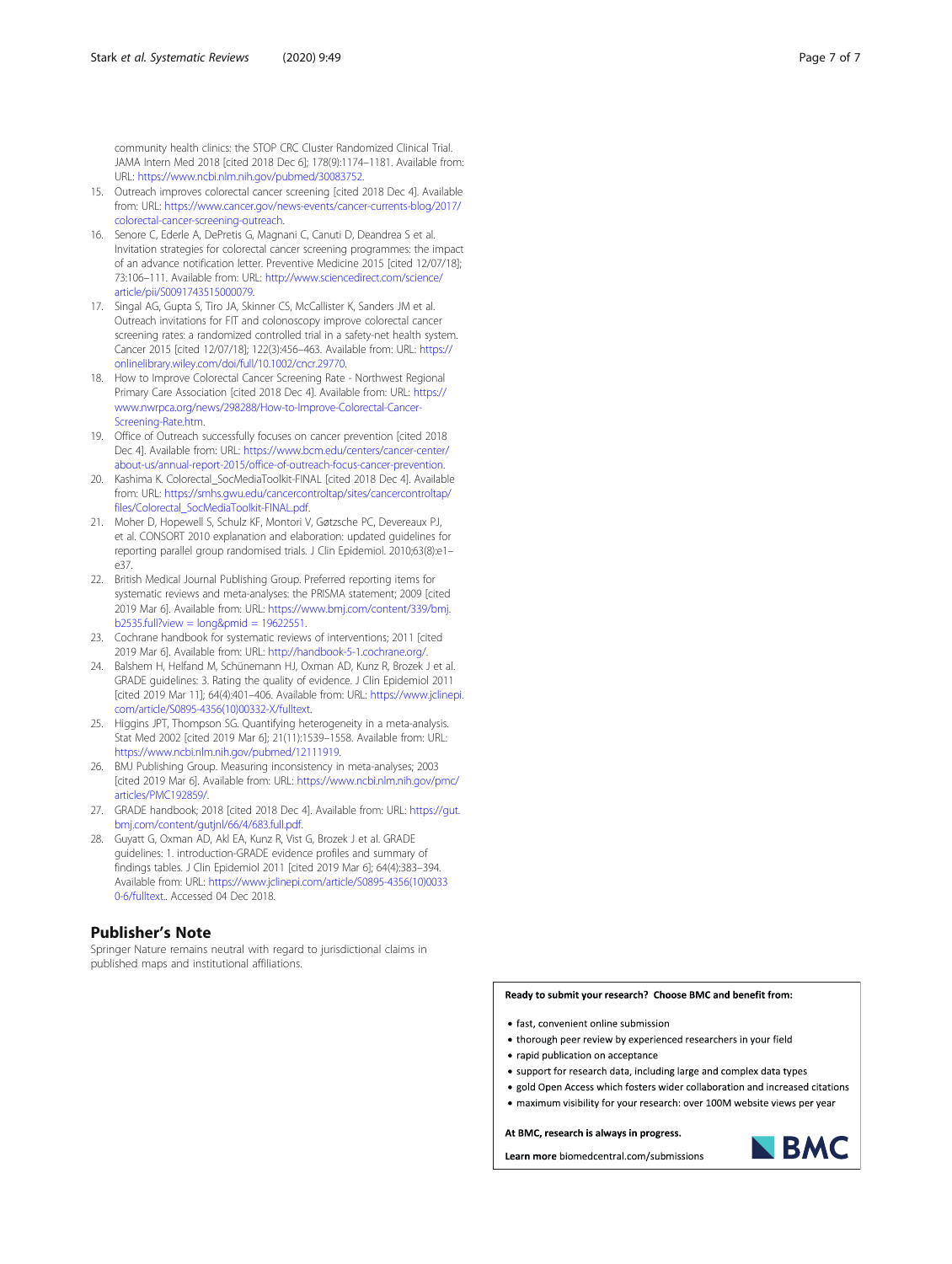community health clinics: the STOP CRC Cluster Randomized Clinical Trial. JAMA Intern Med 2018 [cited 2018 Dec 6]; 178(9):1174–1181. Available from: URL: https://www.ncbi.nlm.nih.gov/pubmed/30083752.

15. Outreach improves colorectal cancer screening [cited 2018 Dec 4]. Available from: URL: https://www.cancer.gov/news-events/cancer-currents-blog/2017/colorectal-cancer-screening-outreach.
16. Senore C, Ederle A, DePretis G, Magnani C, Canuti D, Deandrea S et al. Invitation strategies for colorectal cancer screening programmes: the impact of an advance notification letter. Preventive Medicine 2015 [cited 12/07/18]; 73:106–111. Available from: URL: http://www.sciencedirect.com/science/article/pii/S0091743515000079.
17. Singal AG, Gupta S, Tiro JA, Skinner CS, McCallister K, Sanders JM et al. Outreach invitations for FIT and colonoscopy improve colorectal cancer screening rates: a randomized controlled trial in a safety-net health system. Cancer 2015 [cited 12/07/18]; 122(3):456–463. Available from: URL: https://onlinelibrary.wiley.com/doi/full/10.1002/cncr.29770.
18. How to Improve Colorectal Cancer Screening Rate - Northwest Regional Primary Care Association [cited 2018 Dec 4]. Available from: URL: https://www.nwrpca.org/news/298288/How-to-Improve-Colorectal-Cancer-Screening-Rate.htm.
19. Office of Outreach successfully focuses on cancer prevention [cited 2018 Dec 4]. Available from: URL: https://www.bcm.edu/centers/cancer-center/about-us/annual-report-2015/office-of-outreach-focus-cancer-prevention.
20. Kashima K. Colorectal_SocMediaToolkit-FINAL [cited 2018 Dec 4]. Available from: URL: https://smhs.gwu.edu/cancercontroltap/sites/cancercontroltap/files/Colorectal_SocMediaToolkit-FINAL.pdf.
21. Moher D, Hopewell S, Schulz KF, Montori V, Gøtzsche PC, Devereaux PJ, et al. CONSORT 2010 explanation and elaboration: updated guidelines for reporting parallel group randomised trials. J Clin Epidemiol. 2010;63(8):e1–e37.
22. British Medical Journal Publishing Group. Preferred reporting items for systematic reviews and meta-analyses: the PRISMA statement; 2009 [cited 2019 Mar 6]. Available from: URL: https://www.bmj.com/content/339/bmj.b2535.full?view = long&pmid = 19622551.
23. Cochrane handbook for systematic reviews of interventions; 2011 [cited 2019 Mar 6]. Available from: URL: http://handbook-5-1.cochrane.org/.
24. Balshem H, Helfand M, Schünemann HJ, Oxman AD, Kunz R, Brozek J et al. GRADE guidelines: 3. Rating the quality of evidence. J Clin Epidemiol 2011 [cited 2019 Mar 11]; 64(4):401–406. Available from: URL: https://www.jclinepi.com/article/S0895-4356(10)00332-X/fulltext.
25. Higgins JPT, Thompson SG. Quantifying heterogeneity in a meta-analysis. Stat Med 2002 [cited 2019 Mar 6]; 21(11):1539–1558. Available from: URL: https://www.ncbi.nlm.nih.gov/pubmed/12111919.
26. BMJ Publishing Group. Measuring inconsistency in meta-analyses; 2003 [cited 2019 Mar 6]. Available from: URL: https://www.ncbi.nlm.nih.gov/pmc/articles/PMC192859/.
27. GRADE handbook; 2018 [cited 2018 Dec 4]. Available from: URL: https://gut.bmj.com/content/gutjnl/66/4/683.full.pdf.
28. Guyatt G, Oxman AD, Akl EA, Kunz R, Vist G, Brozek J et al. GRADE guidelines: 1. introduction-GRADE evidence profiles and summary of findings tables. J Clin Epidemiol 2011 [cited 2019 Mar 6]; 64(4):383–394. Available from: URL: https://www.jclinepi.com/article/S0895-4356(10)00330-6/fulltext.. Accessed 04 Dec 2018.

## Publisher's Note

Springer Nature remains neutral with regard to jurisdictional claims in published maps and institutional affiliations.

**Ready to submit your research? Choose BMC and benefit from:**

- fast, convenient online submission
- thorough peer review by experienced researchers in your field
- rapid publication on acceptance
- support for research data, including large and complex data types
- gold Open Access which fosters wider collaboration and increased citations
- maximum visibility for your research: over 100M website views per year

**At BMC, research is always in progress.**

**Learn more** biomedcentral.com/submissions

BMC